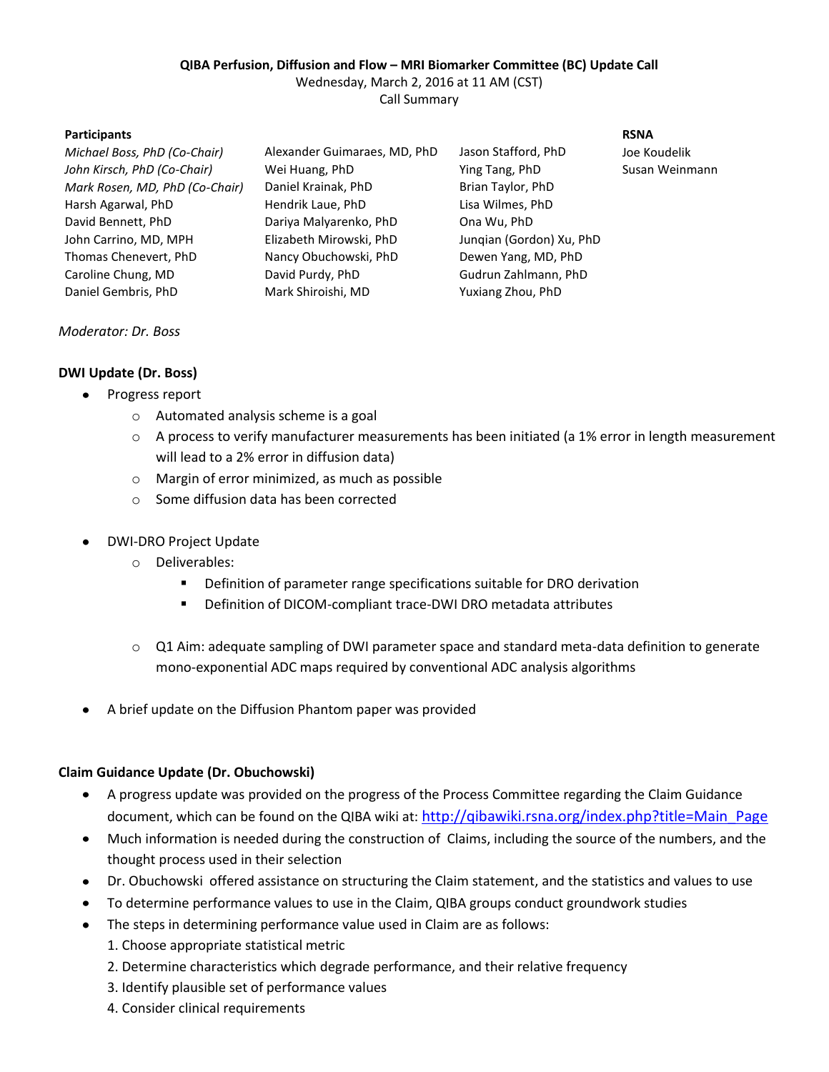**QIBA Perfusion, Diffusion and Flow – MRI Biomarker Committee (BC) Update Call**

Wednesday, March 2, 2016 at 11 AM (CST)

Call Summary

| Participants | | | RSNA |
|---|---|---|---|
| *Michael Boss, PhD (Co-Chair)* | Alexander Guimaraes, MD, PhD | Jason Stafford, PhD | Joe Koudelik |
| *John Kirsch, PhD (Co-Chair)* | Wei Huang, PhD | Ying Tang, PhD | Susan Weinmann |
| *Mark Rosen, MD, PhD (Co-Chair)* | Daniel Krainak, PhD | Brian Taylor, PhD | |
| Harsh Agarwal, PhD | Hendrik Laue, PhD | Lisa Wilmes, PhD | |
| David Bennett, PhD | Dariya Malyarenko, PhD | Ona Wu, PhD | |
| John Carrino, MD, MPH | Elizabeth Mirowski, PhD | Junqian (Gordon) Xu, PhD | |
| Thomas Chenevert, PhD | Nancy Obuchowski, PhD | Dewen Yang, MD, PhD | |
| Caroline Chung, MD | David Purdy, PhD | Gudrun Zahlmann, PhD | |
| Daniel Gembris, PhD | Mark Shiroishi, MD | Yuxiang Zhou, PhD | |

*Moderator: Dr. Boss*

**DWI Update (Dr. Boss)**

- Progress report
  - Automated analysis scheme is a goal
  - A process to verify manufacturer measurements has been initiated (a 1% error in length measurement will lead to a 2% error in diffusion data)
  - Margin of error minimized, as much as possible
  - Some diffusion data has been corrected
- DWI-DRO Project Update
  - Deliverables:
    - Definition of parameter range specifications suitable for DRO derivation
    - Definition of DICOM-compliant trace-DWI DRO metadata attributes
  - Q1 Aim: adequate sampling of DWI parameter space and standard meta-data definition to generate mono-exponential ADC maps required by conventional ADC analysis algorithms
- A brief update on the Diffusion Phantom paper was provided

**Claim Guidance Update (Dr. Obuchowski)**

- A progress update was provided on the progress of the Process Committee regarding the Claim Guidance document, which can be found on the QIBA wiki at: http://qibawiki.rsna.org/index.php?title=Main_Page
- Much information is needed during the construction of Claims, including the source of the numbers, and the thought process used in their selection
- Dr. Obuchowski offered assistance on structuring the Claim statement, and the statistics and values to use
- To determine performance values to use in the Claim, QIBA groups conduct groundwork studies
- The steps in determining performance value used in Claim are as follows:
  1. Choose appropriate statistical metric
  2. Determine characteristics which degrade performance, and their relative frequency
  3. Identify plausible set of performance values
  4. Consider clinical requirements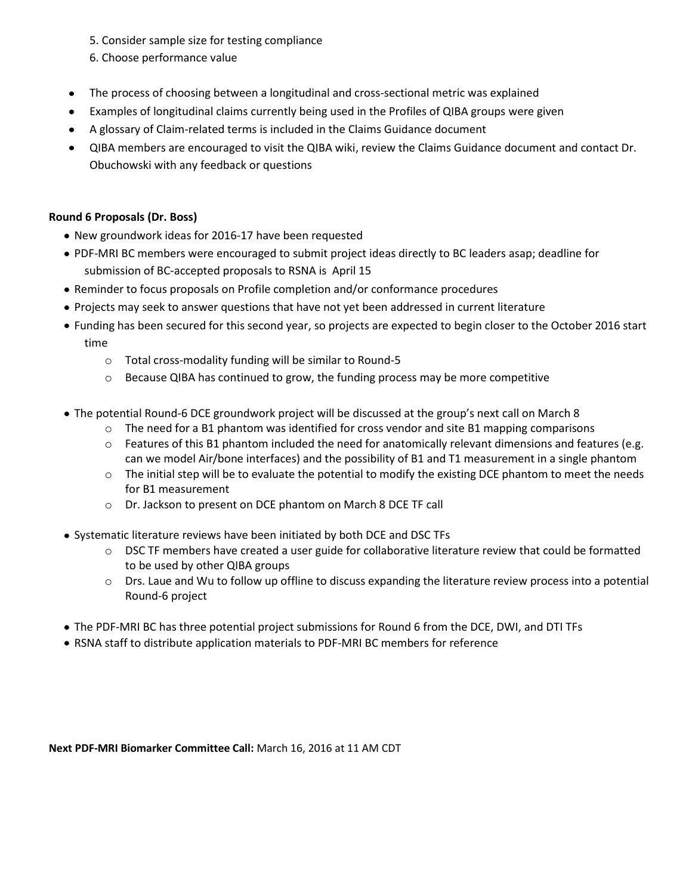5. Consider sample size for testing compliance
6. Choose performance value

- The process of choosing between a longitudinal and cross-sectional metric was explained
- Examples of longitudinal claims currently being used in the Profiles of QIBA groups were given
- A glossary of Claim-related terms is included in the Claims Guidance document
- QIBA members are encouraged to visit the QIBA wiki, review the Claims Guidance document and contact Dr. Obuchowski with any feedback or questions

**Round 6 Proposals (Dr. Boss)**

- New groundwork ideas for 2016-17 have been requested
- PDF-MRI BC members were encouraged to submit project ideas directly to BC leaders asap; deadline for submission of BC-accepted proposals to RSNA is April 15
- Reminder to focus proposals on Profile completion and/or conformance procedures
- Projects may seek to answer questions that have not yet been addressed in current literature
- Funding has been secured for this second year, so projects are expected to begin closer to the October 2016 start time
    - Total cross-modality funding will be similar to Round-5
    - Because QIBA has continued to grow, the funding process may be more competitive

- The potential Round-6 DCE groundwork project will be discussed at the group's next call on March 8
    - The need for a B1 phantom was identified for cross vendor and site B1 mapping comparisons
    - Features of this B1 phantom included the need for anatomically relevant dimensions and features (e.g. can we model Air/bone interfaces) and the possibility of B1 and T1 measurement in a single phantom
    - The initial step will be to evaluate the potential to modify the existing DCE phantom to meet the needs for B1 measurement
    - Dr. Jackson to present on DCE phantom on March 8 DCE TF call

- Systematic literature reviews have been initiated by both DCE and DSC TFs
    - DSC TF members have created a user guide for collaborative literature review that could be formatted to be used by other QIBA groups
    - Drs. Laue and Wu to follow up offline to discuss expanding the literature review process into a potential Round-6 project

- The PDF-MRI BC has three potential project submissions for Round 6 from the DCE, DWI, and DTI TFs
- RSNA staff to distribute application materials to PDF-MRI BC members for reference

**Next PDF-MRI Biomarker Committee Call:** March 16, 2016 at 11 AM CDT